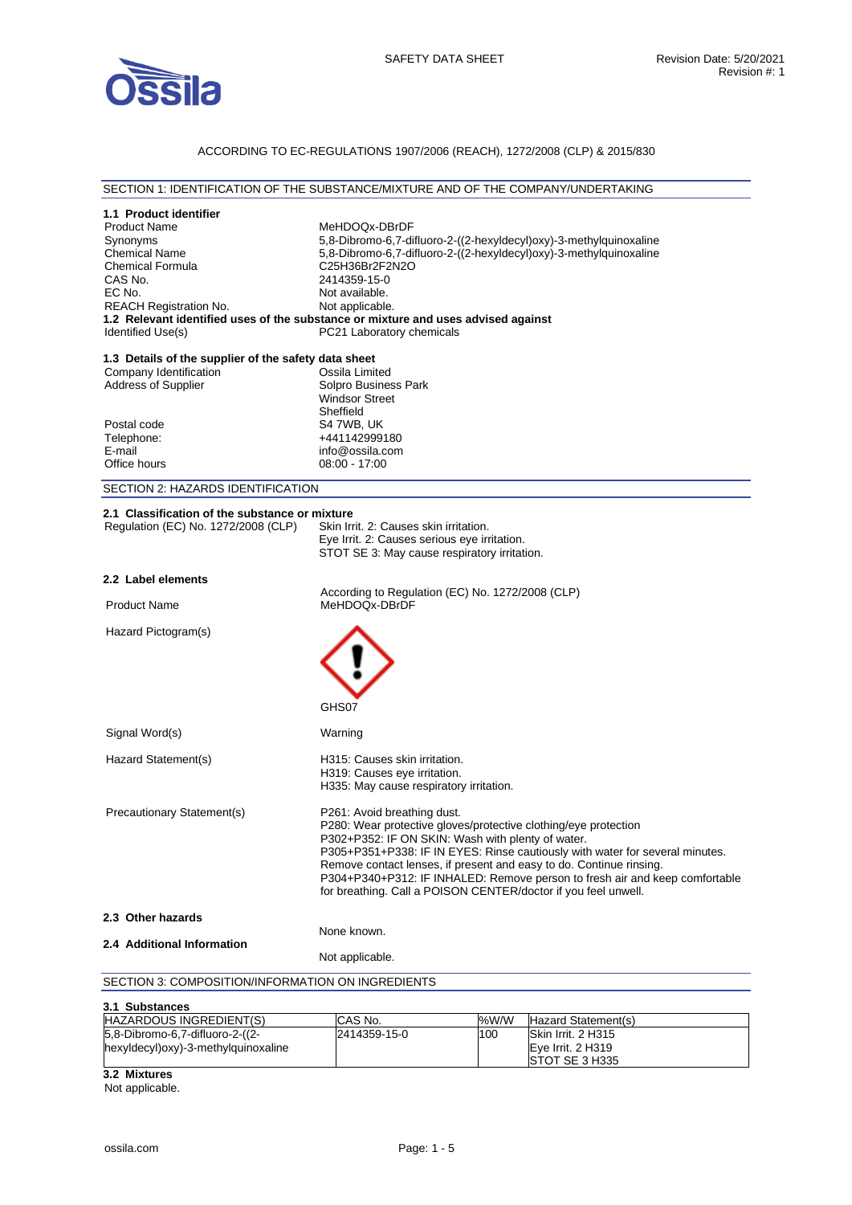SAFETY DATA SHEET

Revision Date: 5/20/2021
Revision #: 1

ACCORDING TO EC-REGULATIONS 1907/2006 (REACH), 1272/2008 (CLP) & 2015/830

## SECTION 1: IDENTIFICATION OF THE SUBSTANCE/MIXTURE AND OF THE COMPANY/UNDERTAKING

### 1.1 Product identifier

| | |
|---|---|
| Product Name | MeHDOQx-DBrDF |
| Synonyms | 5,8-Dibromo-6,7-difluoro-2-((2-hexyldecyl)oxy)-3-methylquinoxaline |
| Chemical Name | 5,8-Dibromo-6,7-difluoro-2-((2-hexyldecyl)oxy)-3-methylquinoxaline |
| Chemical Formula | C25H36Br2F2N2O |
| CAS No. | 2414359-15-0 |
| EC No. | Not available. |
| REACH Registration No. | Not applicable. |

### 1.2 Relevant identified uses of the substance or mixture and uses advised against

| | |
|---|---|
| Identified Use(s) | PC21 Laboratory chemicals |

### 1.3 Details of the supplier of the safety data sheet

| | |
|---|---|
| Company Identification | Ossila Limited |
| Address of Supplier | Solpro Business Park<br>Windsor Street<br>Sheffield |
| Postal code | S4 7WB, UK |
| Telephone: | +441142999180 |
| E-mail | info@ossila.com |
| Office hours | 08:00 - 17:00 |

## SECTION 2: HAZARDS IDENTIFICATION

### 2.1 Classification of the substance or mixture

| | |
|---|---|
| Regulation (EC) No. 1272/2008 (CLP) | Skin Irrit. 2: Causes skin irritation.<br>Eye Irrit. 2: Causes serious eye irritation.<br>STOT SE 3: May cause respiratory irritation. |

### 2.2 Label elements

According to Regulation (EC) No. 1272/2008 (CLP)

| | |
|---|---|
| Product Name | MeHDOQx-DBrDF |
| Hazard Pictogram(s) | GHS07 |
| Signal Word(s) | Warning |
| Hazard Statement(s) | H315: Causes skin irritation.<br>H319: Causes eye irritation.<br>H335: May cause respiratory irritation. |
| Precautionary Statement(s) | P261: Avoid breathing dust.<br>P280: Wear protective gloves/protective clothing/eye protection<br>P302+P352: IF ON SKIN: Wash with plenty of water.<br>P305+P351+P338: IF IN EYES: Rinse cautiously with water for several minutes. Remove contact lenses, if present and easy to do. Continue rinsing.<br>P304+P340+P312: IF INHALED: Remove person to fresh air and keep comfortable for breathing. Call a POISON CENTER/doctor if you feel unwell. |

### 2.3 Other hazards

None known.

### 2.4 Additional Information

Not applicable.

## SECTION 3: COMPOSITION/INFORMATION ON INGREDIENTS

### 3.1 Substances

| HAZARDOUS INGREDIENT(S) | CAS No. | %W/W | Hazard Statement(s) |
|---|---|---|---|
| 5,8-Dibromo-6,7-difluoro-2-((2-hexyldecyl)oxy)-3-methylquinoxaline | 2414359-15-0 | 100 | Skin Irrit. 2 H315<br>Eye Irrit. 2 H319<br>STOT SE 3 H335 |

### 3.2 Mixtures

Not applicable.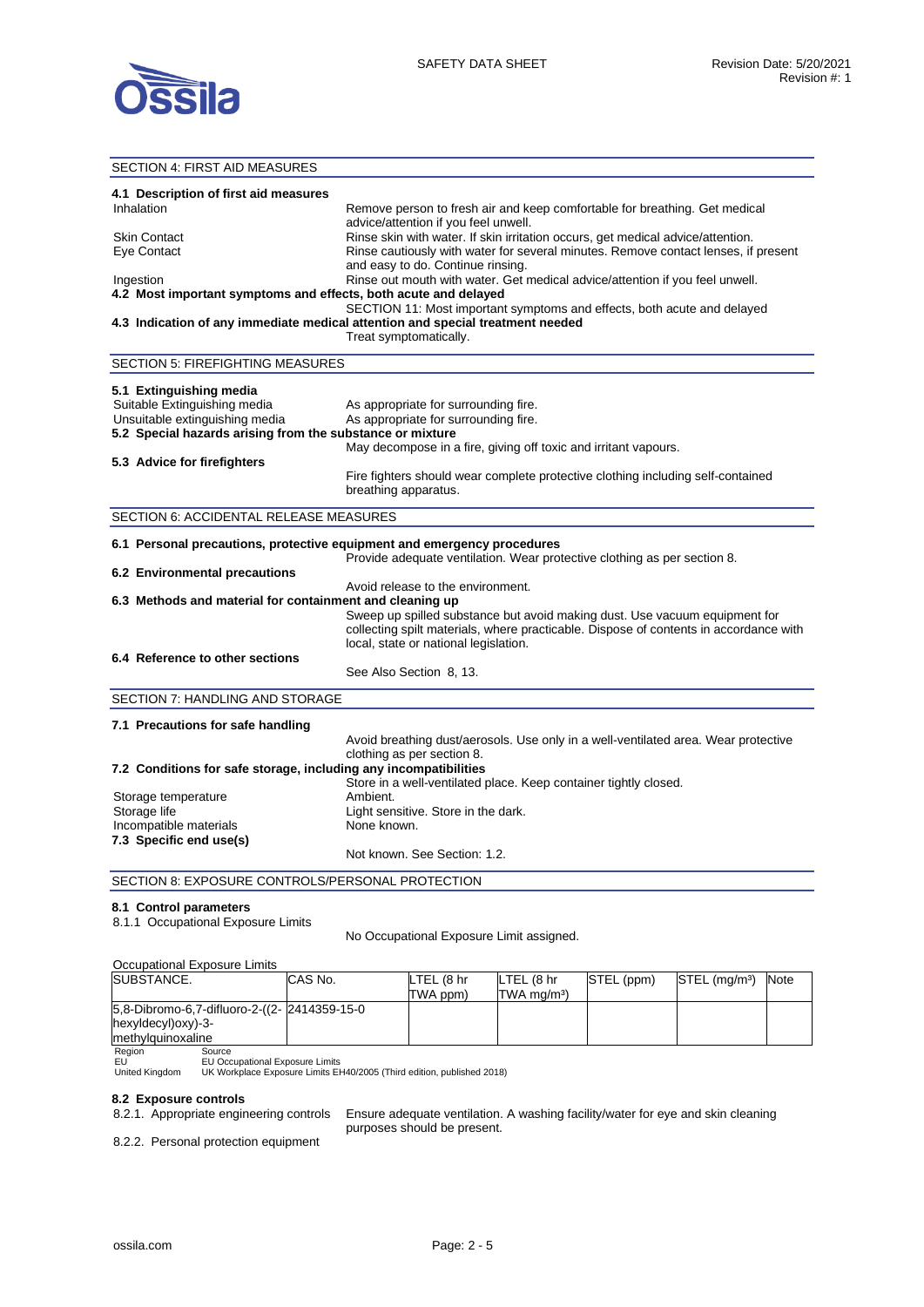## SECTION 4: FIRST AID MEASURES

### 4.1 Description of first aid measures

| | |
|---|---|
| Inhalation | Remove person to fresh air and keep comfortable for breathing. Get medical advice/attention if you feel unwell. |
| Skin Contact | Rinse skin with water. If skin irritation occurs, get medical advice/attention. |
| Eye Contact | Rinse cautiously with water for several minutes. Remove contact lenses, if present and easy to do. Continue rinsing. |
| Ingestion | Rinse out mouth with water. Get medical advice/attention if you feel unwell. |

### 4.2 Most important symptoms and effects, both acute and delayed

SECTION 11: Most important symptoms and effects, both acute and delayed

### 4.3 Indication of any immediate medical attention and special treatment needed

Treat symptomatically.

## SECTION 5: FIREFIGHTING MEASURES

### 5.1 Extinguishing media

| | |
|---|---|
| Suitable Extinguishing media | As appropriate for surrounding fire. |
| Unsuitable extinguishing media | As appropriate for surrounding fire. |

### 5.2 Special hazards arising from the substance or mixture

May decompose in a fire, giving off toxic and irritant vapours.

### 5.3 Advice for firefighters

Fire fighters should wear complete protective clothing including self-contained breathing apparatus.

## SECTION 6: ACCIDENTAL RELEASE MEASURES

### 6.1 Personal precautions, protective equipment and emergency procedures

Provide adequate ventilation. Wear protective clothing as per section 8.

### 6.2 Environmental precautions

Avoid release to the environment.

### 6.3 Methods and material for containment and cleaning up

Sweep up spilled substance but avoid making dust. Use vacuum equipment for collecting spilt materials, where practicable. Dispose of contents in accordance with local, state or national legislation.

### 6.4 Reference to other sections

See Also Section 8, 13.

## SECTION 7: HANDLING AND STORAGE

### 7.1 Precautions for safe handling

Avoid breathing dust/aerosols. Use only in a well-ventilated area. Wear protective clothing as per section 8.

### 7.2 Conditions for safe storage, including any incompatibilities

Store in a well-ventilated place. Keep container tightly closed.

| | |
|---|---|
| Storage temperature | Ambient. |
| Storage life | Light sensitive. Store in the dark. |
| Incompatible materials | None known. |

### 7.3 Specific end use(s)

Not known. See Section: 1.2.

## SECTION 8: EXPOSURE CONTROLS/PERSONAL PROTECTION

### 8.1 Control parameters

8.1.1 Occupational Exposure Limits

No Occupational Exposure Limit assigned.

Occupational Exposure Limits

| SUBSTANCE. | CAS No. | LTEL (8 hr TWA ppm) | LTEL (8 hr TWA mg/m³) | STEL (ppm) | STEL (mg/m³) | Note |
|---|---|---|---|---|---|---|
| 5,8-Dibromo-6,7-difluoro-2-((2-hexyldecyl)oxy)-3-methylquinoxaline | 2414359-15-0 | | | | | |

| Region | Source |
|---|---|
| EU | EU Occupational Exposure Limits |
| United Kingdom | UK Workplace Exposure Limits EH40/2005 (Third edition, published 2018) |

### 8.2 Exposure controls

8.2.1. Appropriate engineering controls — Ensure adequate ventilation. A washing facility/water for eye and skin cleaning purposes should be present.

8.2.2. Personal protection equipment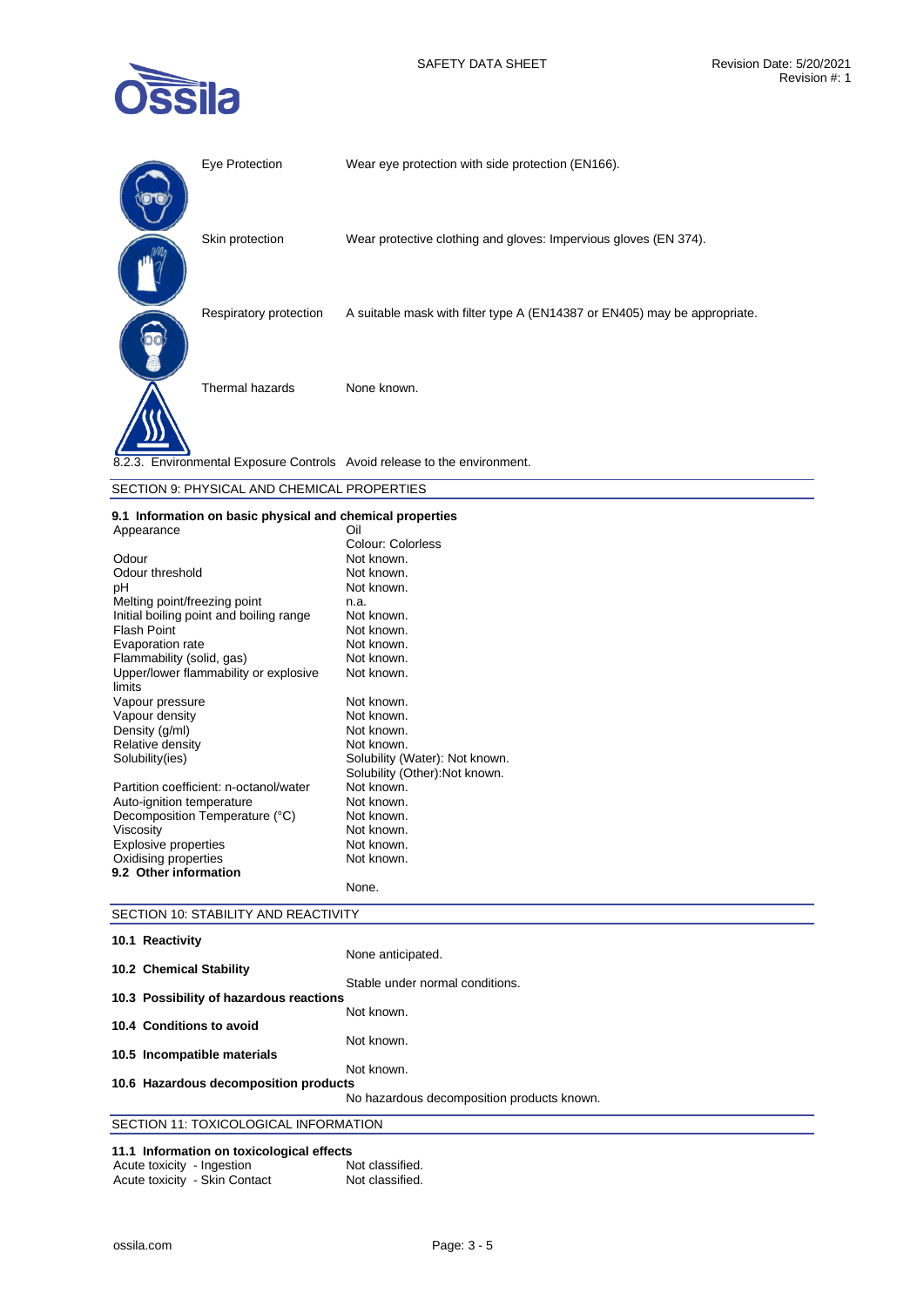| | |
|---|---|
| Eye Protection | Wear eye protection with side protection (EN166). |
| Skin protection | Wear protective clothing and gloves: Impervious gloves (EN 374). |
| Respiratory protection | A suitable mask with filter type A (EN14387 or EN405) may be appropriate. |
| Thermal hazards | None known. |
| 8.2.3. Environmental Exposure Controls | Avoid release to the environment. |

## SECTION 9: PHYSICAL AND CHEMICAL PROPERTIES

**9.1 Information on basic physical and chemical properties**

| | |
|---|---|
| Appearance | Oil<br>Colour: Colorless |
| Odour | Not known. |
| Odour threshold | Not known. |
| pH | Not known. |
| Melting point/freezing point | n.a. |
| Initial boiling point and boiling range | Not known. |
| Flash Point | Not known. |
| Evaporation rate | Not known. |
| Flammability (solid, gas) | Not known. |
| Upper/lower flammability or explosive limits | Not known. |
| Vapour pressure | Not known. |
| Vapour density | Not known. |
| Density (g/ml) | Not known. |
| Relative density | Not known. |
| Solubility(ies) | Solubility (Water): Not known.<br>Solubility (Other):Not known. |
| Partition coefficient: n-octanol/water | Not known. |
| Auto-ignition temperature | Not known. |
| Decomposition Temperature (°C) | Not known. |
| Viscosity | Not known. |
| Explosive properties | Not known. |
| Oxidising properties | Not known. |

**9.2 Other information**

None.

## SECTION 10: STABILITY AND REACTIVITY

**10.1 Reactivity**

None anticipated.

**10.2 Chemical Stability**

Stable under normal conditions.

**10.3 Possibility of hazardous reactions**

Not known.

**10.4 Conditions to avoid**

Not known.

**10.5 Incompatible materials**

Not known.

**10.6 Hazardous decomposition products**

No hazardous decomposition products known.

## SECTION 11: TOXICOLOGICAL INFORMATION

**11.1 Information on toxicological effects**

| | |
|---|---|
| Acute toxicity - Ingestion | Not classified. |
| Acute toxicity - Skin Contact | Not classified. |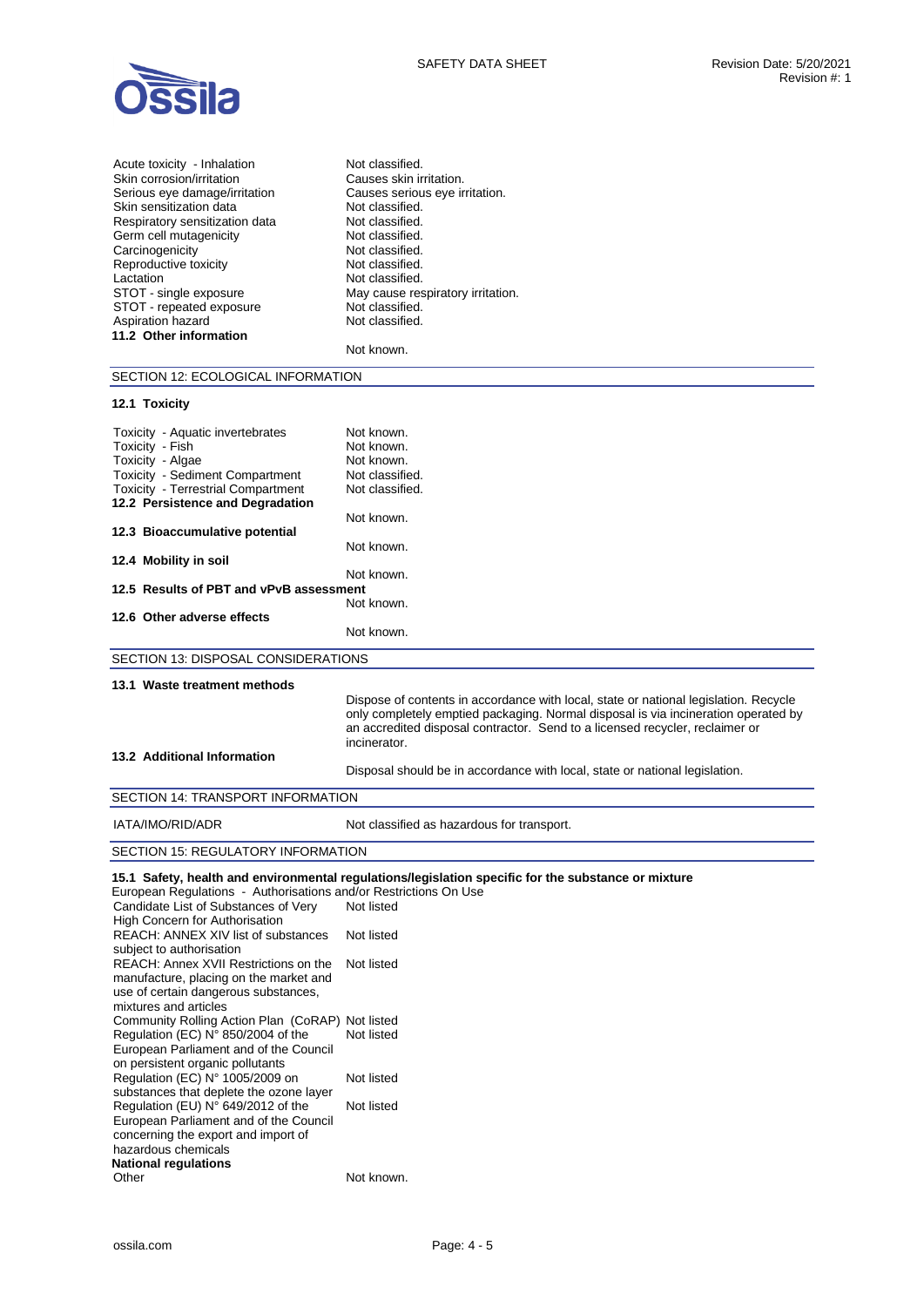| | |
|---|---|
| Acute toxicity - Inhalation | Not classified. |
| Skin corrosion/irritation | Causes skin irritation. |
| Serious eye damage/irritation | Causes serious eye irritation. |
| Skin sensitization data | Not classified. |
| Respiratory sensitization data | Not classified. |
| Germ cell mutagenicity | Not classified. |
| Carcinogenicity | Not classified. |
| Reproductive toxicity | Not classified. |
| Lactation | Not classified. |
| STOT - single exposure | May cause respiratory irritation. |
| STOT - repeated exposure | Not classified. |
| Aspiration hazard | Not classified. |

**11.2 Other information**

Not known.

## SECTION 12: ECOLOGICAL INFORMATION

**12.1 Toxicity**

| | |
|---|---|
| Toxicity - Aquatic invertebrates | Not known. |
| Toxicity - Fish | Not known. |
| Toxicity - Algae | Not known. |
| Toxicity - Sediment Compartment | Not classified. |
| Toxicity - Terrestrial Compartment | Not classified. |

**12.2 Persistence and Degradation**

Not known.

**12.3 Bioaccumulative potential**

Not known.

**12.4 Mobility in soil**

Not known.

**12.5 Results of PBT and vPvB assessment**

Not known.

**12.6 Other adverse effects**

Not known.

## SECTION 13: DISPOSAL CONSIDERATIONS

**13.1 Waste treatment methods**

Dispose of contents in accordance with local, state or national legislation. Recycle only completely emptied packaging. Normal disposal is via incineration operated by an accredited disposal contractor. Send to a licensed recycler, reclaimer or incinerator.

**13.2 Additional Information**

Disposal should be in accordance with local, state or national legislation.

## SECTION 14: TRANSPORT INFORMATION

| | |
|---|---|
| IATA/IMO/RID/ADR | Not classified as hazardous for transport. |

## SECTION 15: REGULATORY INFORMATION

**15.1 Safety, health and environmental regulations/legislation specific for the substance or mixture**

European Regulations - Authorisations and/or Restrictions On Use

| | |
|---|---|
| Candidate List of Substances of Very High Concern for Authorisation | Not listed |
| REACH: ANNEX XIV list of substances subject to authorisation | Not listed |
| REACH: Annex XVII Restrictions on the manufacture, placing on the market and use of certain dangerous substances, mixtures and articles | Not listed |
| Community Rolling Action Plan (CoRAP) | Not listed |
| Regulation (EC) N° 850/2004 of the European Parliament and of the Council on persistent organic pollutants | Not listed |
| Regulation (EC) N° 1005/2009 on substances that deplete the ozone layer | Not listed |
| Regulation (EU) N° 649/2012 of the European Parliament and of the Council concerning the export and import of hazardous chemicals | Not listed |

**National regulations**

| | |
|---|---|
| Other | Not known. |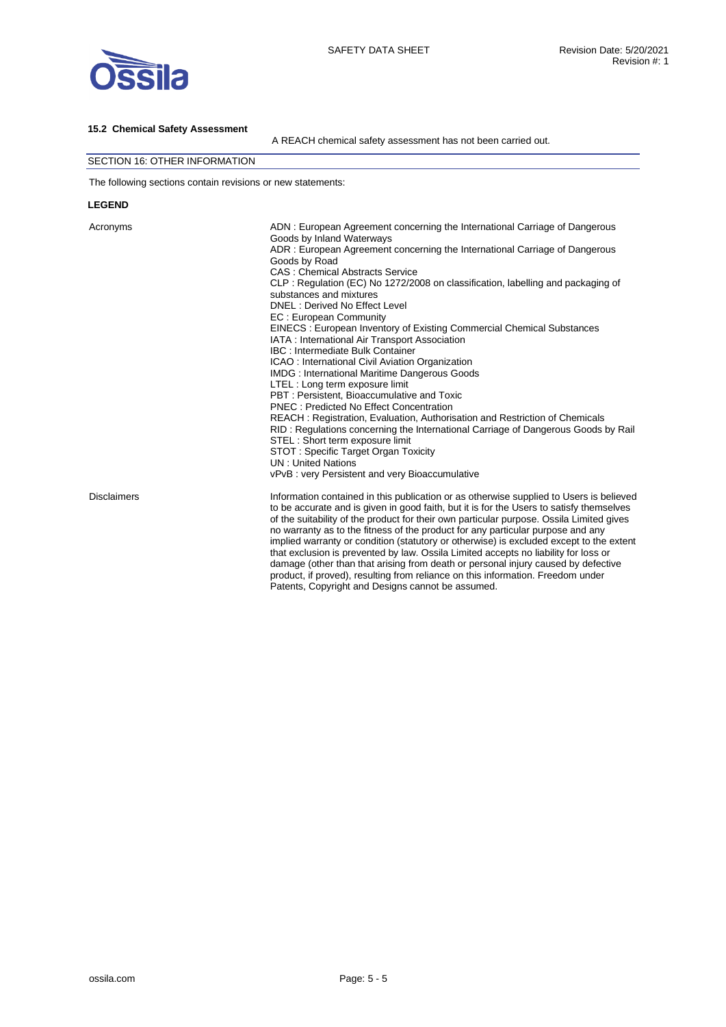### 15.2 Chemical Safety Assessment

A REACH chemical safety assessment has not been carried out.

## SECTION 16: OTHER INFORMATION

The following sections contain revisions or new statements:

**LEGEND**

| | |
|---|---|
| Acronyms | ADN : European Agreement concerning the International Carriage of Dangerous Goods by Inland Waterways<br>ADR : European Agreement concerning the International Carriage of Dangerous Goods by Road<br>CAS : Chemical Abstracts Service<br>CLP : Regulation (EC) No 1272/2008 on classification, labelling and packaging of substances and mixtures<br>DNEL : Derived No Effect Level<br>EC : European Community<br>EINECS : European Inventory of Existing Commercial Chemical Substances<br>IATA : International Air Transport Association<br>IBC : Intermediate Bulk Container<br>ICAO : International Civil Aviation Organization<br>IMDG : International Maritime Dangerous Goods<br>LTEL : Long term exposure limit<br>PBT : Persistent, Bioaccumulative and Toxic<br>PNEC : Predicted No Effect Concentration<br>REACH : Registration, Evaluation, Authorisation and Restriction of Chemicals<br>RID : Regulations concerning the International Carriage of Dangerous Goods by Rail<br>STEL : Short term exposure limit<br>STOT : Specific Target Organ Toxicity<br>UN : United Nations<br>vPvB : very Persistent and very Bioaccumulative |
| Disclaimers | Information contained in this publication or as otherwise supplied to Users is believed to be accurate and is given in good faith, but it is for the Users to satisfy themselves of the suitability of the product for their own particular purpose. Ossila Limited gives no warranty as to the fitness of the product for any particular purpose and any implied warranty or condition (statutory or otherwise) is excluded except to the extent that exclusion is prevented by law. Ossila Limited accepts no liability for loss or damage (other than that arising from death or personal injury caused by defective product, if proved), resulting from reliance on this information. Freedom under Patents, Copyright and Designs cannot be assumed. |